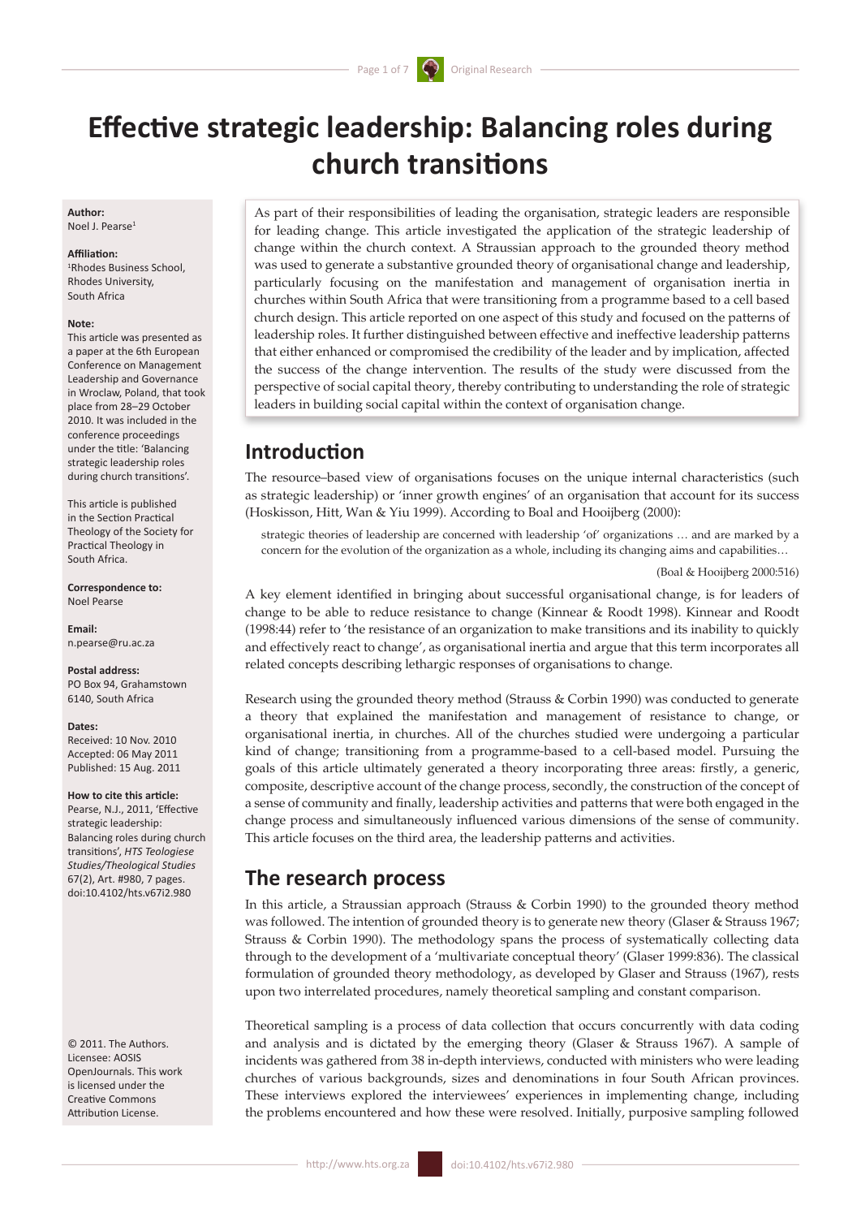# Effective strategic leadership: Balancing roles during church transitions

**Author:**
Noel J. Pearse[1]

**Affiliation:**
[1]Rhodes Business School, Rhodes University, South Africa

**Note:**
This article was presented as a paper at the 6th European Conference on Management Leadership and Governance in Wroclaw, Poland, that took place from 28–29 October 2010. It was included in the conference proceedings under the title: 'Balancing strategic leadership roles during church transitions'.

This article is published in the Section Practical Theology of the Society for Practical Theology in South Africa.

**Correspondence to:**
Noel Pearse

**Email:**
n.pearse@ru.ac.za

**Postal address:**
PO Box 94, Grahamstown 6140, South Africa

**Dates:**
Received: 10 Nov. 2010
Accepted: 06 May 2011
Published: 15 Aug. 2011

**How to cite this article:**
Pearse, N.J., 2011, 'Effective strategic leadership: Balancing roles during church transitions', *HTS Teologiese Studies/Theological Studies* 67(2), Art. #980, 7 pages. doi:10.4102/hts.v67i2.980

© 2011. The Authors. Licensee: AOSIS OpenJournals. This work is licensed under the Creative Commons Attribution License.

As part of their responsibilities of leading the organisation, strategic leaders are responsible for leading change. This article investigated the application of the strategic leadership of change within the church context. A Straussian approach to the grounded theory method was used to generate a substantive grounded theory of organisational change and leadership, particularly focusing on the manifestation and management of organisation inertia in churches within South Africa that were transitioning from a programme based to a cell based church design. This article reported on one aspect of this study and focused on the patterns of leadership roles. It further distinguished between effective and ineffective leadership patterns that either enhanced or compromised the credibility of the leader and by implication, affected the success of the change intervention. The results of the study were discussed from the perspective of social capital theory, thereby contributing to understanding the role of strategic leaders in building social capital within the context of organisation change.

## Introduction

The resource–based view of organisations focuses on the unique internal characteristics (such as strategic leadership) or 'inner growth engines' of an organisation that account for its success (Hoskisson, Hitt, Wan & Yiu 1999). According to Boal and Hooijberg (2000):

> strategic theories of leadership are concerned with leadership 'of' organizations … and are marked by a concern for the evolution of the organization as a whole, including its changing aims and capabilities…
>
> (Boal & Hooijberg 2000:516)

A key element identified in bringing about successful organisational change, is for leaders of change to be able to reduce resistance to change (Kinnear & Roodt 1998). Kinnear and Roodt (1998:44) refer to 'the resistance of an organization to make transitions and its inability to quickly and effectively react to change', as organisational inertia and argue that this term incorporates all related concepts describing lethargic responses of organisations to change.

Research using the grounded theory method (Strauss & Corbin 1990) was conducted to generate a theory that explained the manifestation and management of resistance to change, or organisational inertia, in churches. All of the churches studied were undergoing a particular kind of change; transitioning from a programme-based to a cell-based model. Pursuing the goals of this article ultimately generated a theory incorporating three areas: firstly, a generic, composite, descriptive account of the change process, secondly, the construction of the concept of a sense of community and finally, leadership activities and patterns that were both engaged in the change process and simultaneously influenced various dimensions of the sense of community. This article focuses on the third area, the leadership patterns and activities.

## The research process

In this article, a Straussian approach (Strauss & Corbin 1990) to the grounded theory method was followed. The intention of grounded theory is to generate new theory (Glaser & Strauss 1967; Strauss & Corbin 1990). The methodology spans the process of systematically collecting data through to the development of a 'multivariate conceptual theory' (Glaser 1999:836). The classical formulation of grounded theory methodology, as developed by Glaser and Strauss (1967), rests upon two interrelated procedures, namely theoretical sampling and constant comparison.

Theoretical sampling is a process of data collection that occurs concurrently with data coding and analysis and is dictated by the emerging theory (Glaser & Strauss 1967). A sample of incidents was gathered from 38 in-depth interviews, conducted with ministers who were leading churches of various backgrounds, sizes and denominations in four South African provinces. These interviews explored the interviewees' experiences in implementing change, including the problems encountered and how these were resolved. Initially, purposive sampling followed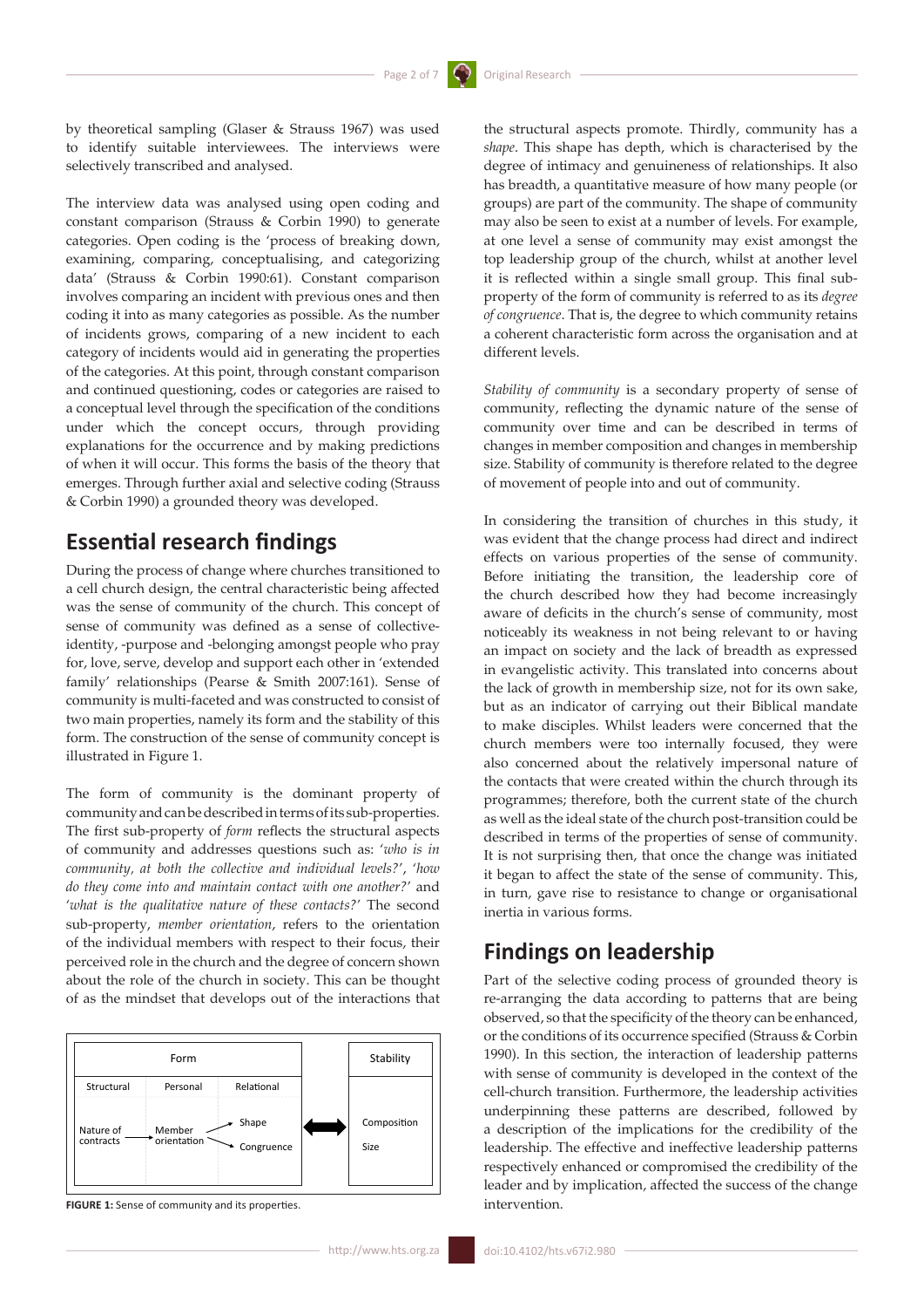by theoretical sampling (Glaser & Strauss 1967) was used to identify suitable interviewees. The interviews were selectively transcribed and analysed.

The interview data was analysed using open coding and constant comparison (Strauss & Corbin 1990) to generate categories. Open coding is the 'process of breaking down, examining, comparing, conceptualising, and categorizing data' (Strauss & Corbin 1990:61). Constant comparison involves comparing an incident with previous ones and then coding it into as many categories as possible. As the number of incidents grows, comparing of a new incident to each category of incidents would aid in generating the properties of the categories. At this point, through constant comparison and continued questioning, codes or categories are raised to a conceptual level through the specification of the conditions under which the concept occurs, through providing explanations for the occurrence and by making predictions of when it will occur. This forms the basis of the theory that emerges. Through further axial and selective coding (Strauss & Corbin 1990) a grounded theory was developed.

## Essential research findings

During the process of change where churches transitioned to a cell church design, the central characteristic being affected was the sense of community of the church. This concept of sense of community was defined as a sense of collective-identity, -purpose and -belonging amongst people who pray for, love, serve, develop and support each other in 'extended family' relationships (Pearse & Smith 2007:161). Sense of community is multi-faceted and was constructed to consist of two main properties, namely its form and the stability of this form. The construction of the sense of community concept is illustrated in Figure 1.

The form of community is the dominant property of community and can be described in terms of its sub-properties. The first sub-property of *form* reflects the structural aspects of community and addresses questions such as: *'who is in community, at both the collective and individual levels?'*, *'how do they come into and maintain contact with one another?'* and *'what is the qualitative nature of these contacts?'* The second sub-property, *member orientation*, refers to the orientation of the individual members with respect to their focus, their perceived role in the church and the degree of concern shown about the role of the church in society. This can be thought of as the mindset that develops out of the interactions that the structural aspects promote. Thirdly, community has a *shape*. This shape has depth, which is characterised by the degree of intimacy and genuineness of relationships. It also has breadth, a quantitative measure of how many people (or groups) are part of the community. The shape of community may also be seen to exist at a number of levels. For example, at one level a sense of community may exist amongst the top leadership group of the church, whilst at another level it is reflected within a single small group. This final sub-property of the form of community is referred to as its *degree of congruence*. That is, the degree to which community retains a coherent characteristic form across the organisation and at different levels.

| Form | | | | Stability |
|---|---|---|---|---|
| Structural | Personal | Relational | | |
| Nature of contracts → | Member orientation → | Shape / Congruence | ⟷ | Composition / Size |

**FIGURE 1:** Sense of community and its properties.

*Stability of community* is a secondary property of sense of community, reflecting the dynamic nature of the sense of community over time and can be described in terms of changes in member composition and changes in membership size. Stability of community is therefore related to the degree of movement of people into and out of community.

In considering the transition of churches in this study, it was evident that the change process had direct and indirect effects on various properties of the sense of community. Before initiating the transition, the leadership core of the church described how they had become increasingly aware of deficits in the church's sense of community, most noticeably its weakness in not being relevant to or having an impact on society and the lack of breadth as expressed in evangelistic activity. This translated into concerns about the lack of growth in membership size, not for its own sake, but as an indicator of carrying out their Biblical mandate to make disciples. Whilst leaders were concerned that the church members were too internally focused, they were also concerned about the relatively impersonal nature of the contacts that were created within the church through its programmes; therefore, both the current state of the church as well as the ideal state of the church post-transition could be described in terms of the properties of sense of community. It is not surprising then, that once the change was initiated it began to affect the state of the sense of community. This, in turn, gave rise to resistance to change or organisational inertia in various forms.

## Findings on leadership

Part of the selective coding process of grounded theory is re-arranging the data according to patterns that are being observed, so that the specificity of the theory can be enhanced, or the conditions of its occurrence specified (Strauss & Corbin 1990). In this section, the interaction of leadership patterns with sense of community is developed in the context of the cell-church transition. Furthermore, the leadership activities underpinning these patterns are described, followed by a description of the implications for the credibility of the leadership. The effective and ineffective leadership patterns respectively enhanced or compromised the credibility of the leader and by implication, affected the success of the change intervention.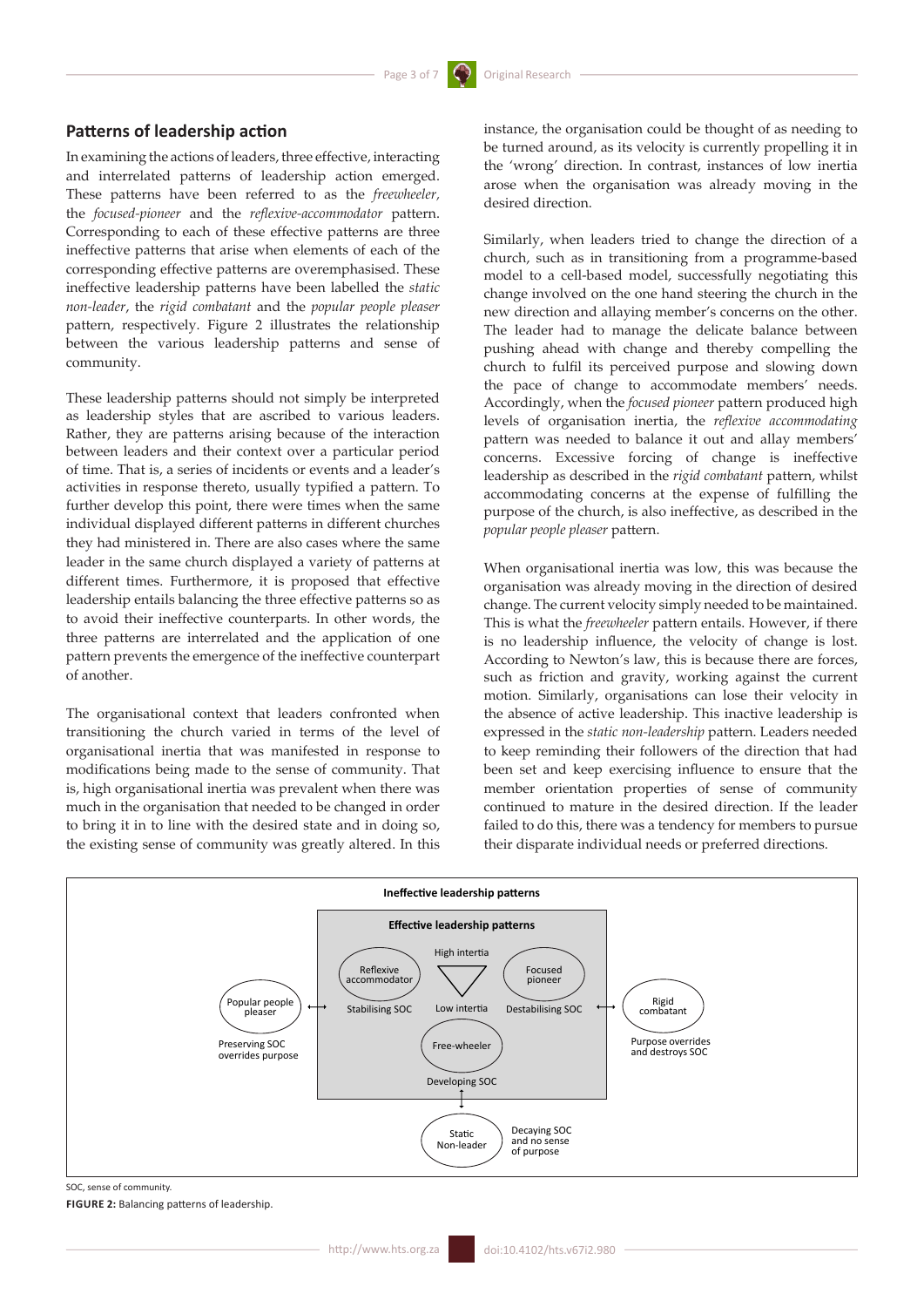### Patterns of leadership action

In examining the actions of leaders, three effective, interacting and interrelated patterns of leadership action emerged. These patterns have been referred to as the *freewheeler*, the *focused-pioneer* and the *reflexive-accommodator* pattern. Corresponding to each of these effective patterns are three ineffective patterns that arise when elements of each of the corresponding effective patterns are overemphasised. These ineffective leadership patterns have been labelled the *static non-leader*, the *rigid combatant* and the *popular people pleaser* pattern, respectively. Figure 2 illustrates the relationship between the various leadership patterns and sense of community.

These leadership patterns should not simply be interpreted as leadership styles that are ascribed to various leaders. Rather, they are patterns arising because of the interaction between leaders and their context over a particular period of time. That is, a series of incidents or events and a leader's activities in response thereto, usually typified a pattern. To further develop this point, there were times when the same individual displayed different patterns in different churches they had ministered in. There are also cases where the same leader in the same church displayed a variety of patterns at different times. Furthermore, it is proposed that effective leadership entails balancing the three effective patterns so as to avoid their ineffective counterparts. In other words, the three patterns are interrelated and the application of one pattern prevents the emergence of the ineffective counterpart of another.

The organisational context that leaders confronted when transitioning the church varied in terms of the level of organisational inertia that was manifested in response to modifications being made to the sense of community. That is, high organisational inertia was prevalent when there was much in the organisation that needed to be changed in order to bring it in to line with the desired state and in doing so, the existing sense of community was greatly altered. In this instance, the organisation could be thought of as needing to be turned around, as its velocity is currently propelling it in the 'wrong' direction. In contrast, instances of low inertia arose when the organisation was already moving in the desired direction.

Similarly, when leaders tried to change the direction of a church, such as in transitioning from a programme-based model to a cell-based model, successfully negotiating this change involved on the one hand steering the church in the new direction and allaying member's concerns on the other. The leader had to manage the delicate balance between pushing ahead with change and thereby compelling the church to fulfil its perceived purpose and slowing down the pace of change to accommodate members' needs. Accordingly, when the *focused pioneer* pattern produced high levels of organisation inertia, the *reflexive accommodating* pattern was needed to balance it out and allay members' concerns. Excessive forcing of change is ineffective leadership as described in the *rigid combatant* pattern, whilst accommodating concerns at the expense of fulfilling the purpose of the church, is also ineffective, as described in the *popular people pleaser* pattern.

When organisational inertia was low, this was because the organisation was already moving in the direction of desired change. The current velocity simply needed to be maintained. This is what the *freewheeler* pattern entails. However, if there is no leadership influence, the velocity of change is lost. According to Newton's law, this is because there are forces, such as friction and gravity, working against the current motion. Similarly, organisations can lose their velocity in the absence of active leadership. This inactive leadership is expressed in the *static non-leadership* pattern. Leaders needed to keep reminding their followers of the direction that had been set and keep exercising influence to ensure that the member orientation properties of sense of community continued to mature in the desired direction. If the leader failed to do this, there was a tendency for members to pursue their disparate individual needs or preferred directions.

**Ineffective leadership patterns**

**Effective leadership patterns**

Reflexive accommodator — Stabilising SOC
High intertia / Low intertia
Focused pioneer — Destabilising SOC
Free-wheeler — Developing SOC
Popular people pleaser — Preserving SOC overrides purpose
Rigid combatant — Purpose overrides and destroys SOC
Static Non-leader — Decaying SOC and no sense of purpose

SOC, sense of community.

**FIGURE 2:** Balancing patterns of leadership.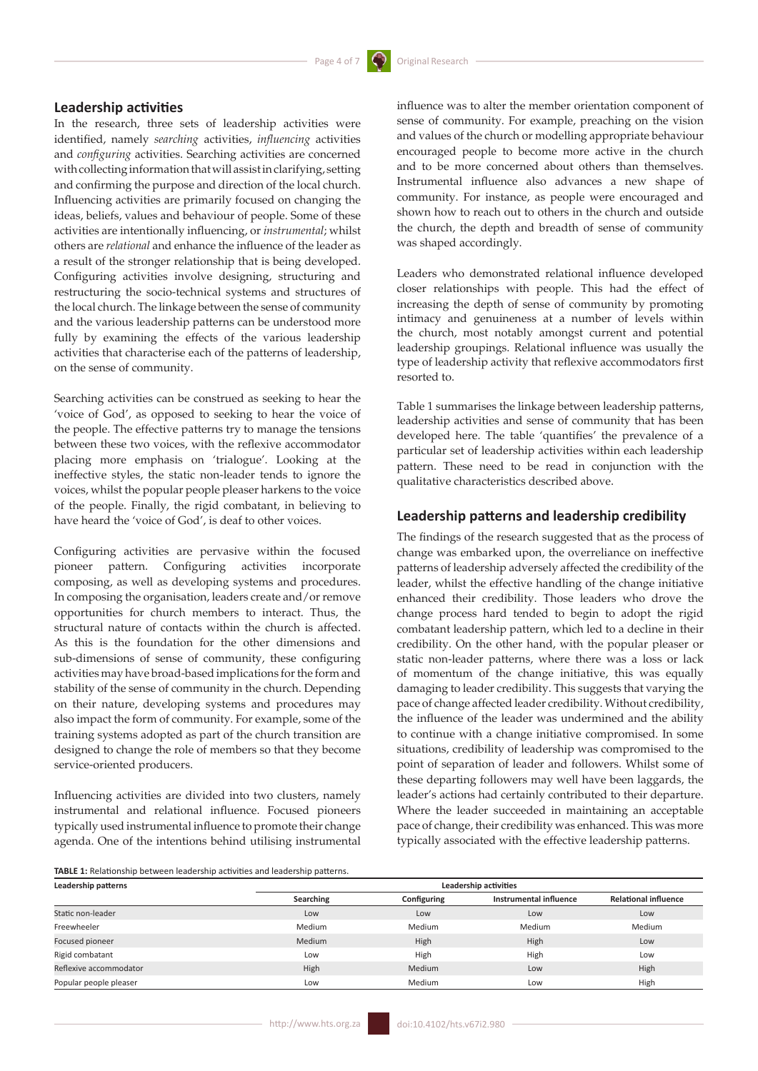## Leadership activities

In the research, three sets of leadership activities were identified, namely *searching* activities, *influencing* activities and *configuring* activities. Searching activities are concerned with collecting information that will assist in clarifying, setting and confirming the purpose and direction of the local church. Influencing activities are primarily focused on changing the ideas, beliefs, values and behaviour of people. Some of these activities are intentionally influencing, or *instrumental*; whilst others are *relational* and enhance the influence of the leader as a result of the stronger relationship that is being developed. Configuring activities involve designing, structuring and restructuring the socio-technical systems and structures of the local church. The linkage between the sense of community and the various leadership patterns can be understood more fully by examining the effects of the various leadership activities that characterise each of the patterns of leadership, on the sense of community.

Searching activities can be construed as seeking to hear the 'voice of God', as opposed to seeking to hear the voice of the people. The effective patterns try to manage the tensions between these two voices, with the reflexive accommodator placing more emphasis on 'trialogue'. Looking at the ineffective styles, the static non-leader tends to ignore the voices, whilst the popular people pleaser harkens to the voice of the people. Finally, the rigid combatant, in believing to have heard the 'voice of God', is deaf to other voices.

Configuring activities are pervasive within the focused pioneer pattern. Configuring activities incorporate composing, as well as developing systems and procedures. In composing the organisation, leaders create and/or remove opportunities for church members to interact. Thus, the structural nature of contacts within the church is affected. As this is the foundation for the other dimensions and sub-dimensions of sense of community, these configuring activities may have broad-based implications for the form and stability of the sense of community in the church. Depending on their nature, developing systems and procedures may also impact the form of community. For example, some of the training systems adopted as part of the church transition are designed to change the role of members so that they become service-oriented producers.

Influencing activities are divided into two clusters, namely instrumental and relational influence. Focused pioneers typically used instrumental influence to promote their change agenda. One of the intentions behind utilising instrumental influence was to alter the member orientation component of sense of community. For example, preaching on the vision and values of the church or modelling appropriate behaviour encouraged people to become more active in the church and to be more concerned about others than themselves. Instrumental influence also advances a new shape of community. For instance, as people were encouraged and shown how to reach out to others in the church and outside the church, the depth and breadth of sense of community was shaped accordingly.

Leaders who demonstrated relational influence developed closer relationships with people. This had the effect of increasing the depth of sense of community by promoting intimacy and genuineness at a number of levels within the church, most notably amongst current and potential leadership groupings. Relational influence was usually the type of leadership activity that reflexive accommodators first resorted to.

Table 1 summarises the linkage between leadership patterns, leadership activities and sense of community that has been developed here. The table 'quantifies' the prevalence of a particular set of leadership activities within each leadership pattern. These need to be read in conjunction with the qualitative characteristics described above.

## Leadership patterns and leadership credibility

The findings of the research suggested that as the process of change was embarked upon, the overreliance on ineffective patterns of leadership adversely affected the credibility of the leader, whilst the effective handling of the change initiative enhanced their credibility. Those leaders who drove the change process hard tended to begin to adopt the rigid combatant leadership pattern, which led to a decline in their credibility. On the other hand, with the popular pleaser or static non-leader patterns, where there was a loss or lack of momentum of the change initiative, this was equally damaging to leader credibility. This suggests that varying the pace of change affected leader credibility. Without credibility, the influence of the leader was undermined and the ability to continue with a change initiative compromised. In some situations, credibility of leadership was compromised to the point of separation of leader and followers. Whilst some of these departing followers may well have been laggards, the leader's actions had certainly contributed to their departure. Where the leader succeeded in maintaining an acceptable pace of change, their credibility was enhanced. This was more typically associated with the effective leadership patterns.

**TABLE 1:** Relationship between leadership activities and leadership patterns.

| Leadership patterns | Leadership activities | | | |
|---|---|---|---|---|
| | Searching | Configuring | Instrumental influence | Relational influence |
| Static non-leader | Low | Low | Low | Low |
| Freewheeler | Medium | Medium | Medium | Medium |
| Focused pioneer | Medium | High | High | Low |
| Rigid combatant | Low | High | High | Low |
| Reflexive accommodator | High | Medium | Low | High |
| Popular people pleaser | Low | Medium | Low | High |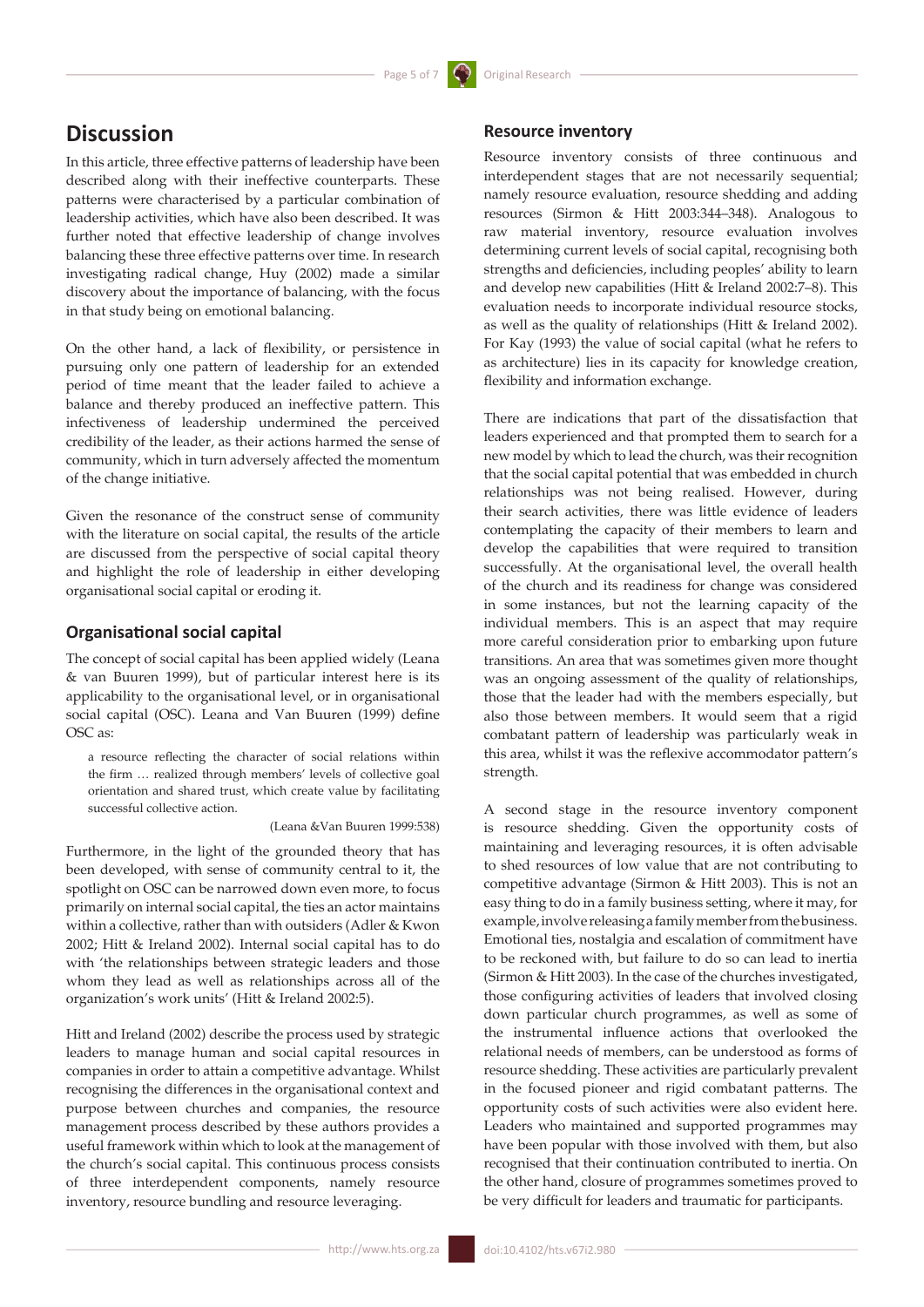## Discussion

In this article, three effective patterns of leadership have been described along with their ineffective counterparts. These patterns were characterised by a particular combination of leadership activities, which have also been described. It was further noted that effective leadership of change involves balancing these three effective patterns over time. In research investigating radical change, Huy (2002) made a similar discovery about the importance of balancing, with the focus in that study being on emotional balancing.

On the other hand, a lack of flexibility, or persistence in pursuing only one pattern of leadership for an extended period of time meant that the leader failed to achieve a balance and thereby produced an ineffective pattern. This infectiveness of leadership undermined the perceived credibility of the leader, as their actions harmed the sense of community, which in turn adversely affected the momentum of the change initiative.

Given the resonance of the construct sense of community with the literature on social capital, the results of the article are discussed from the perspective of social capital theory and highlight the role of leadership in either developing organisational social capital or eroding it.

### Organisational social capital

The concept of social capital has been applied widely (Leana & van Buuren 1999), but of particular interest here is its applicability to the organisational level, or in organisational social capital (OSC). Leana and Van Buuren (1999) define OSC as:

> a resource reflecting the character of social relations within the firm … realized through members' levels of collective goal orientation and shared trust, which create value by facilitating successful collective action.
>
> (Leana &Van Buuren 1999:538)

Furthermore, in the light of the grounded theory that has been developed, with sense of community central to it, the spotlight on OSC can be narrowed down even more, to focus primarily on internal social capital, the ties an actor maintains within a collective, rather than with outsiders (Adler & Kwon 2002; Hitt & Ireland 2002). Internal social capital has to do with 'the relationships between strategic leaders and those whom they lead as well as relationships across all of the organization's work units' (Hitt & Ireland 2002:5).

Hitt and Ireland (2002) describe the process used by strategic leaders to manage human and social capital resources in companies in order to attain a competitive advantage. Whilst recognising the differences in the organisational context and purpose between churches and companies, the resource management process described by these authors provides a useful framework within which to look at the management of the church's social capital. This continuous process consists of three interdependent components, namely resource inventory, resource bundling and resource leveraging.

### Resource inventory

Resource inventory consists of three continuous and interdependent stages that are not necessarily sequential; namely resource evaluation, resource shedding and adding resources (Sirmon & Hitt 2003:344–348). Analogous to raw material inventory, resource evaluation involves determining current levels of social capital, recognising both strengths and deficiencies, including peoples' ability to learn and develop new capabilities (Hitt & Ireland 2002:7–8). This evaluation needs to incorporate individual resource stocks, as well as the quality of relationships (Hitt & Ireland 2002). For Kay (1993) the value of social capital (what he refers to as architecture) lies in its capacity for knowledge creation, flexibility and information exchange.

There are indications that part of the dissatisfaction that leaders experienced and that prompted them to search for a new model by which to lead the church, was their recognition that the social capital potential that was embedded in church relationships was not being realised. However, during their search activities, there was little evidence of leaders contemplating the capacity of their members to learn and develop the capabilities that were required to transition successfully. At the organisational level, the overall health of the church and its readiness for change was considered in some instances, but not the learning capacity of the individual members. This is an aspect that may require more careful consideration prior to embarking upon future transitions. An area that was sometimes given more thought was an ongoing assessment of the quality of relationships, those that the leader had with the members especially, but also those between members. It would seem that a rigid combatant pattern of leadership was particularly weak in this area, whilst it was the reflexive accommodator pattern's strength.

A second stage in the resource inventory component is resource shedding. Given the opportunity costs of maintaining and leveraging resources, it is often advisable to shed resources of low value that are not contributing to competitive advantage (Sirmon & Hitt 2003). This is not an easy thing to do in a family business setting, where it may, for example, involve releasing a family member from the business. Emotional ties, nostalgia and escalation of commitment have to be reckoned with, but failure to do so can lead to inertia (Sirmon & Hitt 2003). In the case of the churches investigated, those configuring activities of leaders that involved closing down particular church programmes, as well as some of the instrumental influence actions that overlooked the relational needs of members, can be understood as forms of resource shedding. These activities are particularly prevalent in the focused pioneer and rigid combatant patterns. The opportunity costs of such activities were also evident here. Leaders who maintained and supported programmes may have been popular with those involved with them, but also recognised that their continuation contributed to inertia. On the other hand, closure of programmes sometimes proved to be very difficult for leaders and traumatic for participants.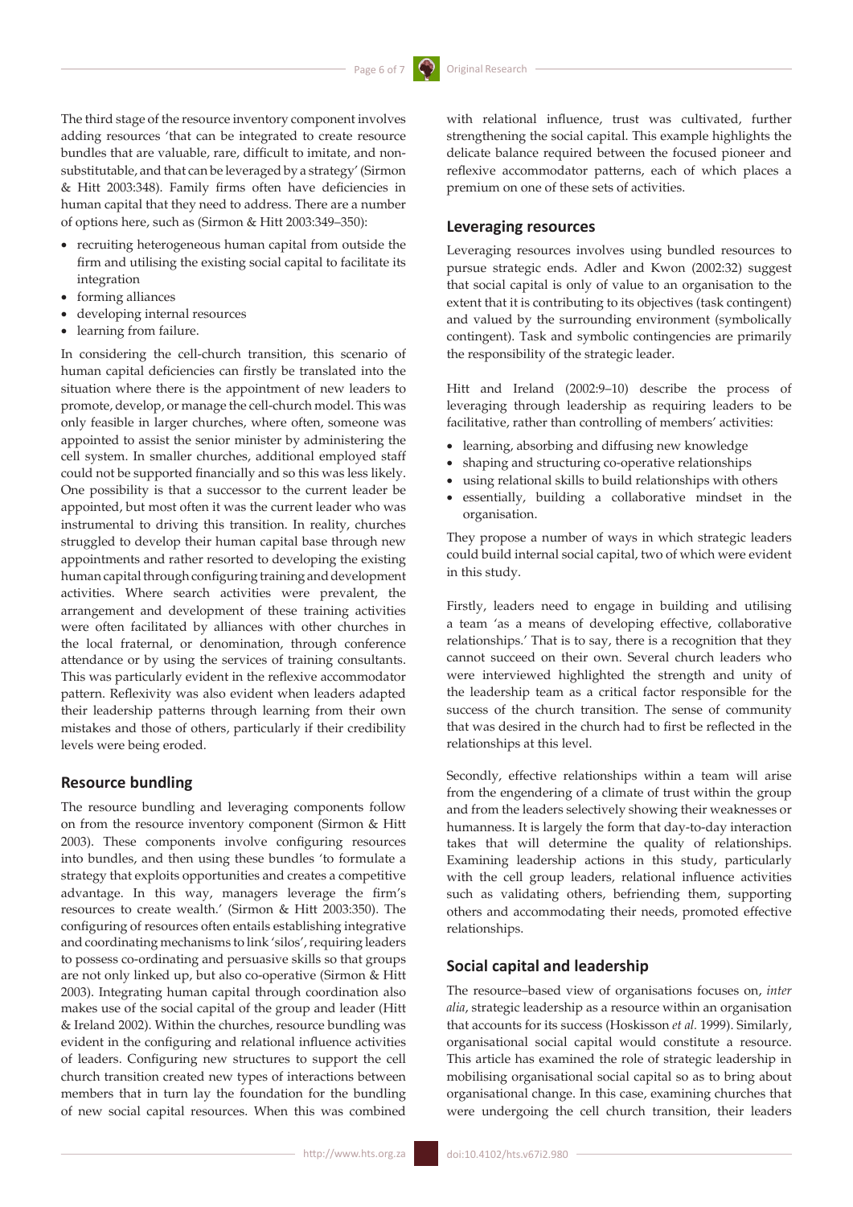The third stage of the resource inventory component involves adding resources 'that can be integrated to create resource bundles that are valuable, rare, difficult to imitate, and non-substitutable, and that can be leveraged by a strategy' (Sirmon & Hitt 2003:348). Family firms often have deficiencies in human capital that they need to address. There are a number of options here, such as (Sirmon & Hitt 2003:349–350):

- recruiting heterogeneous human capital from outside the firm and utilising the existing social capital to facilitate its integration
- forming alliances
- developing internal resources
- learning from failure.

In considering the cell-church transition, this scenario of human capital deficiencies can firstly be translated into the situation where there is the appointment of new leaders to promote, develop, or manage the cell-church model. This was only feasible in larger churches, where often, someone was appointed to assist the senior minister by administering the cell system. In smaller churches, additional employed staff could not be supported financially and so this was less likely. One possibility is that a successor to the current leader be appointed, but most often it was the current leader who was instrumental to driving this transition. In reality, churches struggled to develop their human capital base through new appointments and rather resorted to developing the existing human capital through configuring training and development activities. Where search activities were prevalent, the arrangement and development of these training activities were often facilitated by alliances with other churches in the local fraternal, or denomination, through conference attendance or by using the services of training consultants. This was particularly evident in the reflexive accommodator pattern. Reflexivity was also evident when leaders adapted their leadership patterns through learning from their own mistakes and those of others, particularly if their credibility levels were being eroded.

## Resource bundling

The resource bundling and leveraging components follow on from the resource inventory component (Sirmon & Hitt 2003). These components involve configuring resources into bundles, and then using these bundles 'to formulate a strategy that exploits opportunities and creates a competitive advantage. In this way, managers leverage the firm's resources to create wealth.' (Sirmon & Hitt 2003:350). The configuring of resources often entails establishing integrative and coordinating mechanisms to link 'silos', requiring leaders to possess co-ordinating and persuasive skills so that groups are not only linked up, but also co-operative (Sirmon & Hitt 2003). Integrating human capital through coordination also makes use of the social capital of the group and leader (Hitt & Ireland 2002). Within the churches, resource bundling was evident in the configuring and relational influence activities of leaders. Configuring new structures to support the cell church transition created new types of interactions between members that in turn lay the foundation for the bundling of new social capital resources. When this was combined with relational influence, trust was cultivated, further strengthening the social capital. This example highlights the delicate balance required between the focused pioneer and reflexive accommodator patterns, each of which places a premium on one of these sets of activities.

## Leveraging resources

Leveraging resources involves using bundled resources to pursue strategic ends. Adler and Kwon (2002:32) suggest that social capital is only of value to an organisation to the extent that it is contributing to its objectives (task contingent) and valued by the surrounding environment (symbolically contingent). Task and symbolic contingencies are primarily the responsibility of the strategic leader.

Hitt and Ireland (2002:9–10) describe the process of leveraging through leadership as requiring leaders to be facilitative, rather than controlling of members' activities:

- learning, absorbing and diffusing new knowledge
- shaping and structuring co-operative relationships
- using relational skills to build relationships with others
- essentially, building a collaborative mindset in the organisation.

They propose a number of ways in which strategic leaders could build internal social capital, two of which were evident in this study.

Firstly, leaders need to engage in building and utilising a team 'as a means of developing effective, collaborative relationships.' That is to say, there is a recognition that they cannot succeed on their own. Several church leaders who were interviewed highlighted the strength and unity of the leadership team as a critical factor responsible for the success of the church transition. The sense of community that was desired in the church had to first be reflected in the relationships at this level.

Secondly, effective relationships within a team will arise from the engendering of a climate of trust within the group and from the leaders selectively showing their weaknesses or humanness. It is largely the form that day-to-day interaction takes that will determine the quality of relationships. Examining leadership actions in this study, particularly with the cell group leaders, relational influence activities such as validating others, befriending them, supporting others and accommodating their needs, promoted effective relationships.

## Social capital and leadership

The resource–based view of organisations focuses on, *inter alia*, strategic leadership as a resource within an organisation that accounts for its success (Hoskisson *et al.* 1999). Similarly, organisational social capital would constitute a resource. This article has examined the role of strategic leadership in mobilising organisational social capital so as to bring about organisational change. In this case, examining churches that were undergoing the cell church transition, their leaders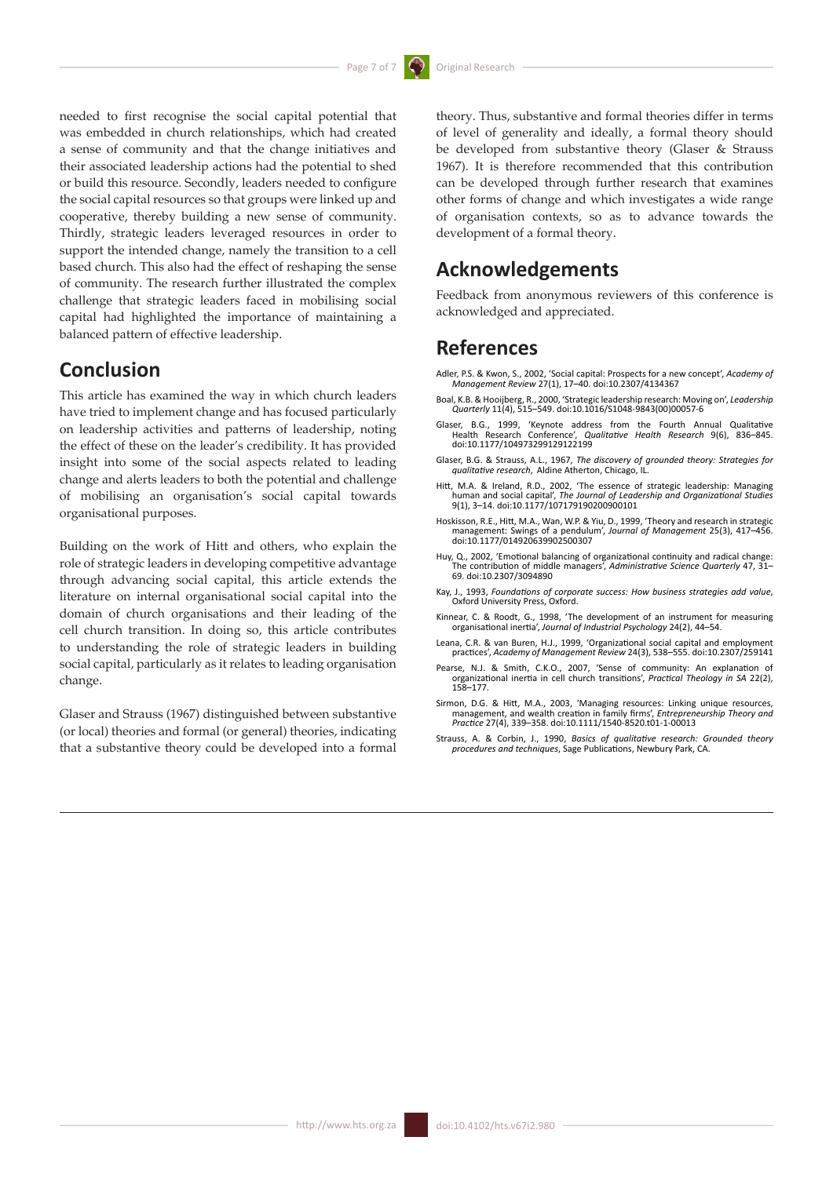needed to first recognise the social capital potential that was embedded in church relationships, which had created a sense of community and that the change initiatives and their associated leadership actions had the potential to shed or build this resource. Secondly, leaders needed to configure the social capital resources so that groups were linked up and cooperative, thereby building a new sense of community. Thirdly, strategic leaders leveraged resources in order to support the intended change, namely the transition to a cell based church. This also had the effect of reshaping the sense of community. The research further illustrated the complex challenge that strategic leaders faced in mobilising social capital had highlighted the importance of maintaining a balanced pattern of effective leadership.

## Conclusion

This article has examined the way in which church leaders have tried to implement change and has focused particularly on leadership activities and patterns of leadership, noting the effect of these on the leader's credibility. It has provided insight into some of the social aspects related to leading change and alerts leaders to both the potential and challenge of mobilising an organisation's social capital towards organisational purposes.

Building on the work of Hitt and others, who explain the role of strategic leaders in developing competitive advantage through advancing social capital, this article extends the literature on internal organisational social capital into the domain of church organisations and their leading of the cell church transition. In doing so, this article contributes to understanding the role of strategic leaders in building social capital, particularly as it relates to leading organisation change.

Glaser and Strauss (1967) distinguished between substantive (or local) theories and formal (or general) theories, indicating that a substantive theory could be developed into a formal theory. Thus, substantive and formal theories differ in terms of level of generality and ideally, a formal theory should be developed from substantive theory (Glaser & Strauss 1967). It is therefore recommended that this contribution can be developed through further research that examines other forms of change and which investigates a wide range of organisation contexts, so as to advance towards the development of a formal theory.

## Acknowledgements

Feedback from anonymous reviewers of this conference is acknowledged and appreciated.

## References

Adler, P.S. & Kwon, S., 2002, 'Social capital: Prospects for a new concept', *Academy of Management Review* 27(1), 17–40. doi:10.2307/4134367

Boal, K.B. & Hooijberg, R., 2000, 'Strategic leadership research: Moving on', *Leadership Quarterly* 11(4), 515–549. doi:10.1016/S1048-9843(00)00057-6

Glaser, B.G., 1999, 'Keynote address from the Fourth Annual Qualitative Health Research Conference', *Qualitative Health Research* 9(6), 836–845. doi:10.1177/104973299129122199

Glaser, B.G. & Strauss, A.L., 1967, *The discovery of grounded theory: Strategies for qualitative research*, Aldine Atherton, Chicago, IL.

Hitt, M.A. & Ireland, R.D., 2002, 'The essence of strategic leadership: Managing human and social capital', *The Journal of Leadership and Organizational Studies* 9(1), 3–14. doi:10.1177/107179190200900101

Hoskisson, R.E., Hitt, M.A., Wan, W.P. & Yiu, D., 1999, 'Theory and research in strategic management: Swings of a pendulum', *Journal of Management* 25(3), 417–456. doi:10.1177/014920639902500307

Huy, Q., 2002, 'Emotional balancing of organizational continuity and radical change: The contribution of middle managers', *Administrative Science Quarterly* 47, 31–69. doi:10.2307/3094890

Kay, J., 1993, *Foundations of corporate success: How business strategies add value*, Oxford University Press, Oxford.

Kinnear, C. & Roodt, G., 1998, 'The development of an instrument for measuring organisational inertia', *Journal of Industrial Psychology* 24(2), 44–54.

Leana, C.R. & van Buren, H.J., 1999, 'Organizational social capital and employment practices', *Academy of Management Review* 24(3), 538–555. doi:10.2307/259141

Pearse, N.J. & Smith, C.K.O., 2007, 'Sense of community: An explanation of organizational inertia in cell church transitions', *Practical Theology in SA* 22(2), 158–177.

Sirmon, D.G. & Hitt, M.A., 2003, 'Managing resources: Linking unique resources, management, and wealth creation in family firms', *Entrepreneurship Theory and Practice* 27(4), 339–358. doi:10.1111/1540-8520.t01-1-00013

Strauss, A. & Corbin, J., 1990, *Basics of qualitative research: Grounded theory procedures and techniques*, Sage Publications, Newbury Park, CA.